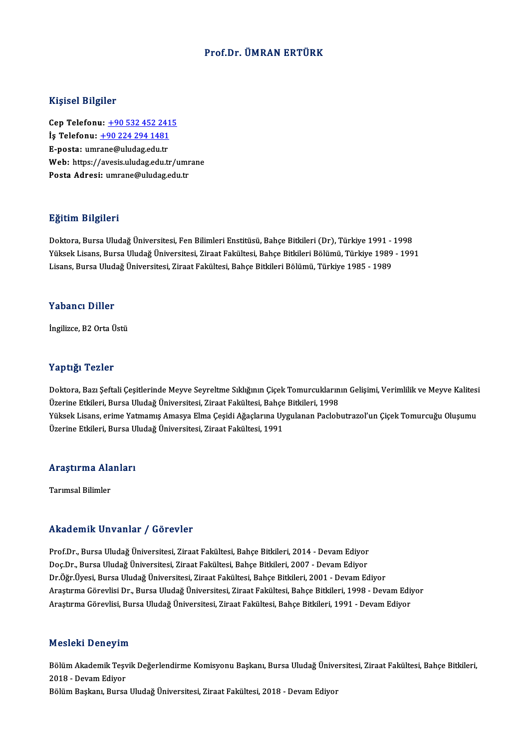# Prof.Dr. ÜMRAN ERTÜRK

## Kişisel Bilgiler

**Cep Telefonu:** +90 532 452 2415
**İş Telefonu:** +90 224 294 1481
**E-posta:** umrane@uludag.edu.tr
**Web:** https://avesis.uludag.edu.tr/umrane
**Posta Adresi:** umrane@uludag.edu.tr

## Eğitim Bilgileri

Doktora, Bursa Uludağ Üniversitesi, Fen Bilimleri Enstitüsü, Bahçe Bitkileri (Dr), Türkiye 1991 - 1998
Yüksek Lisans, Bursa Uludağ Üniversitesi, Ziraat Fakültesi, Bahçe Bitkileri Bölümü, Türkiye 1989 - 1991
Lisans, Bursa Uludağ Üniversitesi, Ziraat Fakültesi, Bahçe Bitkileri Bölümü, Türkiye 1985 - 1989

## Yabancı Diller

İngilizce, B2 Orta Üstü

## Yaptığı Tezler

Doktora, Bazı Şeftali Çeşitlerinde Meyve Seyreltme Sıklığının Çiçek Tomurcuklarının Gelişimi, Verimlilik ve Meyve Kalitesi Üzerine Etkileri, Bursa Uludağ Üniversitesi, Ziraat Fakültesi, Bahçe Bitkileri, 1998
Yüksek Lisans, erime Yatmamış Amasya Elma Çeşidi Ağaçlarına Uygulanan Paclobutrazol'un Çiçek Tomurcuğu Oluşumu Üzerine Etkileri, Bursa Uludağ Üniversitesi, Ziraat Fakültesi, 1991

## Araştırma Alanları

Tarımsal Bilimler

## Akademik Unvanlar / Görevler

Prof.Dr., Bursa Uludağ Üniversitesi, Ziraat Fakültesi, Bahçe Bitkileri, 2014 - Devam Ediyor
Doç.Dr., Bursa Uludağ Üniversitesi, Ziraat Fakültesi, Bahçe Bitkileri, 2007 - Devam Ediyor
Dr.Öğr.Üyesi, Bursa Uludağ Üniversitesi, Ziraat Fakültesi, Bahçe Bitkileri, 2001 - Devam Ediyor
Araştırma Görevlisi Dr., Bursa Uludağ Üniversitesi, Ziraat Fakültesi, Bahçe Bitkileri, 1998 - Devam Ediyor
Araştırma Görevlisi, Bursa Uludağ Üniversitesi, Ziraat Fakültesi, Bahçe Bitkileri, 1991 - Devam Ediyor

## Mesleki Deneyim

Bölüm Akademik Teşvik Değerlendirme Komisyonu Başkanı, Bursa Uludağ Üniversitesi, Ziraat Fakültesi, Bahçe Bitkileri, 2018 - Devam Ediyor
Bölüm Başkanı, Bursa Uludağ Üniversitesi, Ziraat Fakültesi, 2018 - Devam Ediyor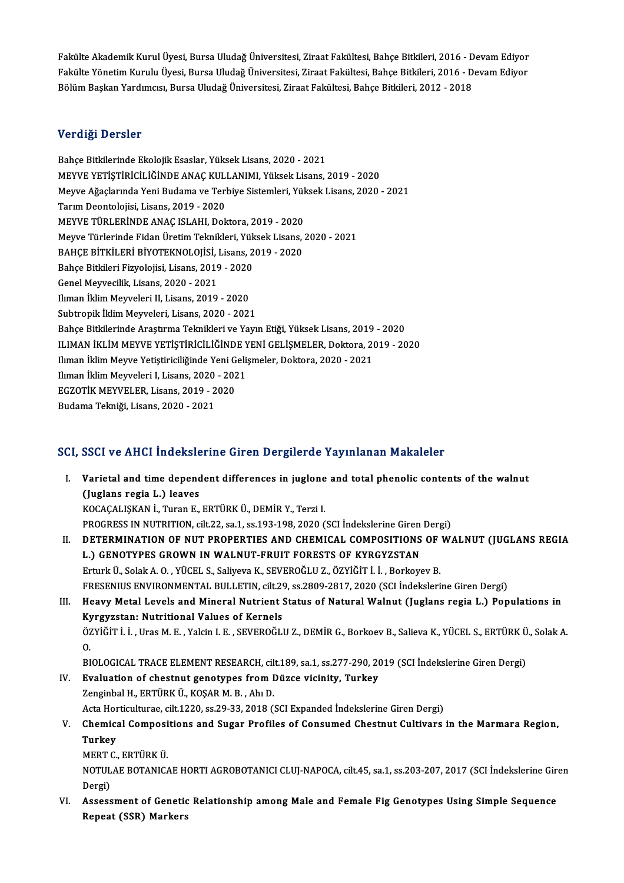Fakülte Akademik Kurul Üyesi, Bursa Uludağ Üniversitesi, Ziraat Fakültesi, Bahçe Bitkileri, 2016 - Devam Ediyor
Fakülte Yönetim Kurulu Üyesi, Bursa Uludağ Üniversitesi, Ziraat Fakültesi, Bahçe Bitkileri, 2016 - Devam Ediyor
Bölüm Başkan Yardımcısı, Bursa Uludağ Üniversitesi, Ziraat Fakültesi, Bahçe Bitkileri, 2012 - 2018

## Verdiği Dersler

Bahçe Bitkilerinde Ekolojik Esaslar, Yüksek Lisans, 2020 - 2021
MEYVE YETİŞTİRİCİLİĞİNDE ANAÇ KULLANIMI, Yüksek Lisans, 2019 - 2020
Meyve Ağaçlarında Yeni Budama ve Terbiye Sistemleri, Yüksek Lisans, 2020 - 2021
Tarım Deontolojisi, Lisans, 2019 - 2020
MEYVE TÜRLERİNDE ANAÇ ISLAHI, Doktora, 2019 - 2020
Meyve Türlerinde Fidan Üretim Teknikleri, Yüksek Lisans, 2020 - 2021
BAHÇE BİTKİLERİ BİYOTEKNOLOJİSİ, Lisans, 2019 - 2020
Bahçe Bitkileri Fizyolojisi, Lisans, 2019 - 2020
Genel Meyvecilik, Lisans, 2020 - 2021
Ilıman İklim Meyveleri II, Lisans, 2019 - 2020
Subtropik İklim Meyveleri, Lisans, 2020 - 2021
Bahçe Bitkilerinde Araştırma Teknikleri ve Yayın Etiği, Yüksek Lisans, 2019 - 2020
ILIMAN İKLİM MEYVE YETİŞTİRİCİLİĞİNDE YENİ GELİŞMELER, Doktora, 2019 - 2020
Ilıman İklim Meyve Yetiştiriciliğinde Yeni Gelişmeler, Doktora, 2020 - 2021
Ilıman İklim Meyveleri I, Lisans, 2020 - 2021
EGZOTİK MEYVELER, Lisans, 2019 - 2020
Budama Tekniği, Lisans, 2020 - 2021

## SCI, SSCI ve AHCI İndekslerine Giren Dergilerde Yayınlanan Makaleler

I. **Varietal and time dependent differences in juglone and total phenolic contents of the walnut (Juglans regia L.) leaves**
   KOCAÇALIŞKAN İ., Turan E., ERTÜRK Ü., DEMİR Y., Terzi I.
   PROGRESS IN NUTRITION, cilt.22, sa.1, ss.193-198, 2020 (SCI İndekslerine Giren Dergi)
II. **DETERMINATION OF NUT PROPERTIES AND CHEMICAL COMPOSITIONS OF WALNUT (JUGLANS REGIA L.) GENOTYPES GROWN IN WALNUT-FRUIT FORESTS OF KYRGYZSTAN**
   Erturk Ü., Solak A. O. , YÜCEL S., Saliyeva K., SEVEROĞLU Z., ÖZYİĞİT İ. İ. , Borkoyev B.
   FRESENIUS ENVIRONMENTAL BULLETIN, cilt.29, ss.2809-2817, 2020 (SCI İndekslerine Giren Dergi)
III. **Heavy Metal Levels and Mineral Nutrient Status of Natural Walnut (Juglans regia L.) Populations in Kyrgyzstan: Nutritional Values of Kernels**
   ÖZYİĞİT İ. İ. , Uras M. E. , Yalcin I. E. , SEVEROĞLU Z., DEMİR G., Borkoev B., Salieva K., YÜCEL S., ERTÜRK Ü., Solak A. O.
   BIOLOGICAL TRACE ELEMENT RESEARCH, cilt.189, sa.1, ss.277-290, 2019 (SCI İndekslerine Giren Dergi)
IV. **Evaluation of chestnut genotypes from Düzce vicinity, Turkey**
   Zenginbal H., ERTÜRK Ü., KOŞAR M. B. , Ahı D.
   Acta Horticulturae, cilt.1220, ss.29-33, 2018 (SCI Expanded İndekslerine Giren Dergi)
V. **Chemical Compositions and Sugar Profiles of Consumed Chestnut Cultivars in the Marmara Region, Turkey**
   MERT C., ERTÜRK Ü.
   NOTULAE BOTANICAE HORTI AGROBOTANICI CLUJ-NAPOCA, cilt.45, sa.1, ss.203-207, 2017 (SCI İndekslerine Giren Dergi)
VI. **Assessment of Genetic Relationship among Male and Female Fig Genotypes Using Simple Sequence Repeat (SSR) Markers**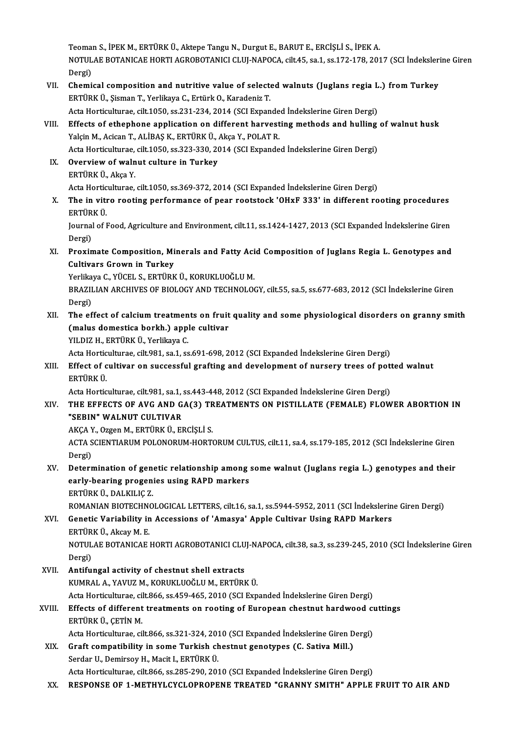Teoman S., İPEK M., ERTÜRK Ü., Aktepe Tangu N., Durgut E., BARUT E., ERCİŞLİ S., İPEK A.
NOTULAE BOTANICAE HORTI AGROBOTANICI CLUJ-NAPOCA, cilt.45, sa.1, ss.172-178, 2017 (SCI İndekslerine Giren Dergi)

VII. **Chemical composition and nutritive value of selected walnuts (Juglans regia L.) from Turkey**
ERTÜRK Ü., Şisman T., Yerlikaya C., Ertürk O., Karadeniz T.
Acta Horticulturae, cilt.1050, ss.231-234, 2014 (SCI Expanded İndekslerine Giren Dergi)

VIII. **Effects of ethephone application on different harvesting methods and hulling of walnut husk**
Yalçin M., Acican T., ALİBAŞ K., ERTÜRK Ü., Akça Y., POLAT R.
Acta Horticulturae, cilt.1050, ss.323-330, 2014 (SCI Expanded İndekslerine Giren Dergi)

IX. **Overview of walnut culture in Turkey**
ERTÜRK Ü., Akça Y.
Acta Horticulturae, cilt.1050, ss.369-372, 2014 (SCI Expanded İndekslerine Giren Dergi)

X. **The in vitro rooting performance of pear rootstock 'OHxF 333' in different rooting procedures**
ERTÜRK Ü.
Journal of Food, Agriculture and Environment, cilt.11, ss.1424-1427, 2013 (SCI Expanded İndekslerine Giren Dergi)

XI. **Proximate Composition, Minerals and Fatty Acid Composition of Juglans Regia L. Genotypes and Cultivars Grown in Turkey**
Yerlikaya C., YÜCEL S., ERTÜRK Ü., KORUKLUOĞLU M.
BRAZILIAN ARCHIVES OF BIOLOGY AND TECHNOLOGY, cilt.55, sa.5, ss.677-683, 2012 (SCI İndekslerine Giren Dergi)

XII. **The effect of calcium treatments on fruit quality and some physiological disorders on granny smith (malus domestica borkh.) apple cultivar**
YILDIZ H., ERTÜRK Ü., Yerlikaya C.
Acta Horticulturae, cilt.981, sa.1, ss.691-698, 2012 (SCI Expanded İndekslerine Giren Dergi)

XIII. **Effect of cultivar on successful grafting and development of nursery trees of potted walnut**
ERTÜRK Ü.
Acta Horticulturae, cilt.981, sa.1, ss.443-448, 2012 (SCI Expanded İndekslerine Giren Dergi)

XIV. **THE EFFECTS OF AVG AND GA(3) TREATMENTS ON PISTILLATE (FEMALE) FLOWER ABORTION IN "SEBIN" WALNUT CULTIVAR**
AKÇA Y., Ozgen M., ERTÜRK Ü., ERCİŞLİ S.
ACTA SCIENTIARUM POLONORUM-HORTORUM CULTUS, cilt.11, sa.4, ss.179-185, 2012 (SCI İndekslerine Giren Dergi)

XV. **Determination of genetic relationship among some walnut (Juglans regia L.) genotypes and their early-bearing progenies using RAPD markers**
ERTÜRK Ü., DALKILIÇ Z.
ROMANIAN BIOTECHNOLOGICAL LETTERS, cilt.16, sa.1, ss.5944-5952, 2011 (SCI İndekslerine Giren Dergi)

XVI. **Genetic Variability in Accessions of 'Amasya' Apple Cultivar Using RAPD Markers**
ERTÜRK Ü., Akcay M. E.
NOTULAE BOTANICAE HORTI AGROBOTANICI CLUJ-NAPOCA, cilt.38, sa.3, ss.239-245, 2010 (SCI İndekslerine Giren Dergi)

XVII. **Antifungal activity of chestnut shell extracts**
KUMRAL A., YAVUZ M., KORUKLUOĞLU M., ERTÜRK Ü.
Acta Horticulturae, cilt.866, ss.459-465, 2010 (SCI Expanded İndekslerine Giren Dergi)

XVIII. **Effects of different treatments on rooting of European chestnut hardwood cuttings**
ERTÜRK Ü., ÇETİN M.
Acta Horticulturae, cilt.866, ss.321-324, 2010 (SCI Expanded İndekslerine Giren Dergi)

XIX. **Graft compatibility in some Turkish chestnut genotypes (C. Sativa Mill.)**
Serdar U., Demirsoy H., Macit I., ERTÜRK Ü.
Acta Horticulturae, cilt.866, ss.285-290, 2010 (SCI Expanded İndekslerine Giren Dergi)

XX. **RESPONSE OF 1-METHYLCYCLOPROPENE TREATED "GRANNY SMITH" APPLE FRUIT TO AIR AND**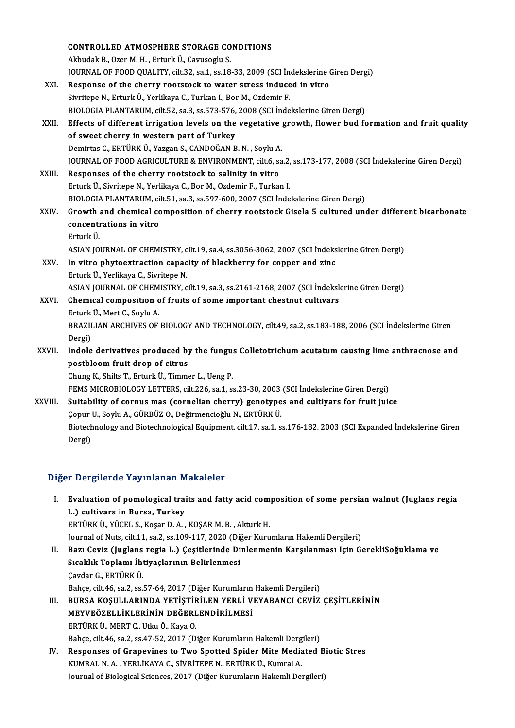CONTROLLED ATMOSPHERE STORAGE CONDITIONS
Akbudak B., Ozer M. H. , Erturk Ü., Cavusoglu S.
JOURNAL OF FOOD QUALITY, cilt.32, sa.1, ss.18-33, 2009 (SCI İndekslerine Giren Dergi)

XXI. **Response of the cherry rootstock to water stress induced in vitro**
Sivritepe N., Erturk Ü., Yerlikaya C., Turkan I., Bor M., Ozdemir F.
BIOLOGIA PLANTARUM, cilt.52, sa.3, ss.573-576, 2008 (SCI İndekslerine Giren Dergi)

XXII. **Effects of different irrigation levels on the vegetative growth, flower bud formation and fruit quality of sweet cherry in western part of Turkey**
Demirtas C., ERTÜRK Ü., Yazgan S., CANDOĞAN B. N. , Soylu A.
JOURNAL OF FOOD AGRICULTURE & ENVIRONMENT, cilt.6, sa.2, ss.173-177, 2008 (SCI İndekslerine Giren Dergi)

XXIII. **Responses of the cherry rootstock to salinity in vitro**
Erturk Ü., Sivritepe N., Yerlikaya C., Bor M., Ozdemir F., Turkan I.
BIOLOGIA PLANTARUM, cilt.51, sa.3, ss.597-600, 2007 (SCI İndekslerine Giren Dergi)

XXIV. **Growth and chemical composition of cherry rootstock Gisela 5 cultured under different bicarbonate concentrations in vitro**
Erturk Ü.
ASIAN JOURNAL OF CHEMISTRY, cilt.19, sa.4, ss.3056-3062, 2007 (SCI İndekslerine Giren Dergi)

XXV. **In vitro phytoextraction capacity of blackberry for copper and zinc**
Erturk Ü., Yerlikaya C., Sivritepe N.
ASIAN JOURNAL OF CHEMISTRY, cilt.19, sa.3, ss.2161-2168, 2007 (SCI İndekslerine Giren Dergi)

XXVI. **Chemical composition of fruits of some important chestnut cultivars**
Erturk Ü., Mert C., Soylu A.
BRAZILIAN ARCHIVES OF BIOLOGY AND TECHNOLOGY, cilt.49, sa.2, ss.183-188, 2006 (SCI İndekslerine Giren Dergi)

XXVII. **Indole derivatives produced by the fungus Colletotrichum acutatum causing lime anthracnose and postbloom fruit drop of citrus**
Chung K., Shilts T., Erturk Ü., Timmer L., Ueng P.
FEMS MICROBIOLOGY LETTERS, cilt.226, sa.1, ss.23-30, 2003 (SCI İndekslerine Giren Dergi)

XXVIII. **Suitability of cornus mas (cornelian cherry) genotypes and cultiyars for fruit juice**
Çopur U., Soylu A., GÜRBÜZ O., Değirmencioğlu N., ERTÜRK Ü.
Biotechnology and Biotechnological Equipment, cilt.17, sa.1, ss.176-182, 2003 (SCI Expanded İndekslerine Giren Dergi)

## Diğer Dergilerde Yayınlanan Makaleler

I. **Evaluation of pomological traits and fatty acid composition of some persian walnut (Juglans regia L.) cultivars in Bursa, Turkey**
ERTÜRK Ü., YÜCEL S., Koşar D. A. , KOŞAR M. B. , Akturk H.
Journal of Nuts, cilt.11, sa.2, ss.109-117, 2020 (Diğer Kurumların Hakemli Dergileri)

II. **Bazı Ceviz (Juglans regia L.) Çeşitlerinde Dinlenmenin Karşılanması İçin GerekliSoğuklama ve Sıcaklık Toplamı İhtiyaçlarının Belirlenmesi**
Çavdar G., ERTÜRK Ü.
Bahçe, cilt.46, sa.2, ss.57-64, 2017 (Diğer Kurumların Hakemli Dergileri)

III. **BURSA KOŞULLARINDA YETİŞTİRİLEN YERLİ VEYABANCI CEVİZ ÇEŞİTLERİNİN MEYVEÖZELLİKLERİNİN DEĞERLENDİRİLMESİ**
ERTÜRK Ü., MERT C., Utku Ö., Kaya O.
Bahçe, cilt.46, sa.2, ss.47-52, 2017 (Diğer Kurumların Hakemli Dergileri)

IV. **Responses of Grapevines to Two Spotted Spider Mite Mediated Biotic Stres**
KUMRAL N. A. , YERLİKAYA C., SİVRİTEPE N., ERTÜRK Ü., Kumral A.
Journal of Biological Sciences, 2017 (Diğer Kurumların Hakemli Dergileri)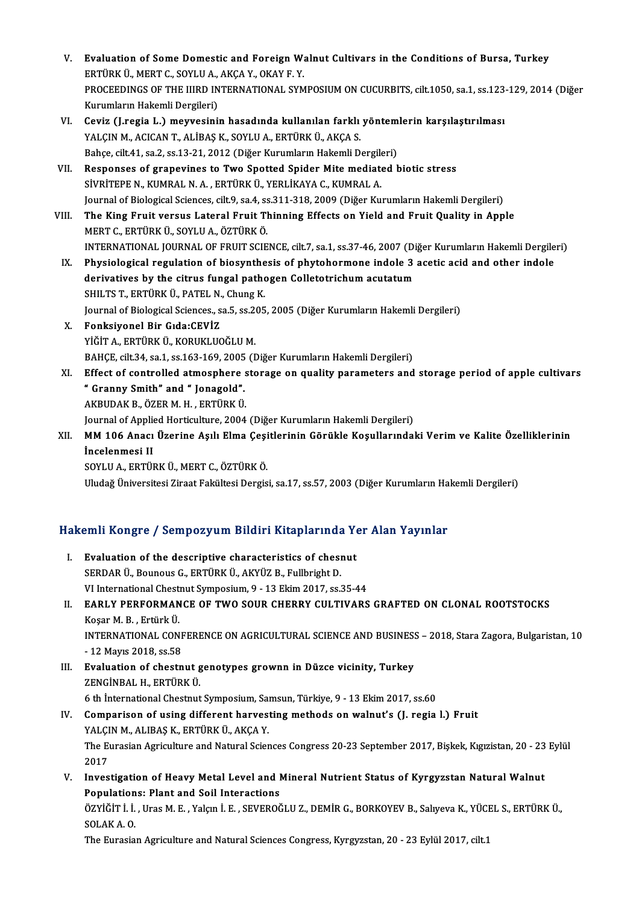V. **Evaluation of Some Domestic and Foreign Walnut Cultivars in the Conditions of Bursa, Turkey**
ERTÜRK Ü., MERT C., SOYLU A., AKÇA Y., OKAY F. Y.
PROCEEDINGS OF THE IIIRD INTERNATIONAL SYMPOSIUM ON CUCURBITS, cilt.1050, sa.1, ss.123-129, 2014 (Diğer Kurumların Hakemli Dergileri)

VI. **Ceviz (J.regia L.) meyvesinin hasadında kullanılan farklı yöntemlerin karşılaştırılması**
YALÇIN M., ACICAN T., ALİBAŞ K., SOYLU A., ERTÜRK Ü., AKÇA S.
Bahçe, cilt.41, sa.2, ss.13-21, 2012 (Diğer Kurumların Hakemli Dergileri)

VII. **Responses of grapevines to Two Spotted Spider Mite mediated biotic stress**
SİVRİTEPE N., KUMRAL N. A. , ERTÜRK Ü., YERLİKAYA C., KUMRAL A.
Journal of Biological Sciences, cilt.9, sa.4, ss.311-318, 2009 (Diğer Kurumların Hakemli Dergileri)

VIII. **The King Fruit versus Lateral Fruit Thinning Effects on Yield and Fruit Quality in Apple**
MERT C., ERTÜRK Ü., SOYLU A., ÖZTÜRK Ö.
INTERNATIONAL JOURNAL OF FRUIT SCIENCE, cilt.7, sa.1, ss.37-46, 2007 (Diğer Kurumların Hakemli Dergileri)

IX. **Physiological regulation of biosynthesis of phytohormone indole 3 acetic acid and other indole derivatives by the citrus fungal pathogen Colletotrichum acutatum**
SHILTS T., ERTÜRK Ü., PATEL N., Chung K.
Journal of Biological Sciences., sa.5, ss.205, 2005 (Diğer Kurumların Hakemli Dergileri)

X. **Fonksiyonel Bir Gıda:CEVİZ**
YİĞİT A., ERTÜRK Ü., KORUKLUOĞLU M.
BAHÇE, cilt.34, sa.1, ss.163-169, 2005 (Diğer Kurumların Hakemli Dergileri)

XI. **Effect of controlled atmosphere storage on quality parameters and storage period of apple cultivars " Granny Smith" and " Jonagold".**
AKBUDAK B., ÖZER M. H. , ERTÜRK Ü.
Journal of Applied Horticulture, 2004 (Diğer Kurumların Hakemli Dergileri)

XII. **MM 106 Anacı Üzerine Aşılı Elma Çeşitlerinin Görükle Koşullarındaki Verim ve Kalite Özelliklerinin İncelenmesi II**
SOYLU A., ERTÜRK Ü., MERT C., ÖZTÜRK Ö.
Uludağ Üniversitesi Ziraat Fakültesi Dergisi, sa.17, ss.57, 2003 (Diğer Kurumların Hakemli Dergileri)

## Hakemli Kongre / Sempozyum Bildiri Kitaplarında Yer Alan Yayınlar

I. **Evaluation of the descriptive characteristics of chesnut**
SERDAR Ü., Bounous G., ERTÜRK Ü., AKYÜZ B., Fullbright D.
VI International Chestnut Symposium, 9 - 13 Ekim 2017, ss.35-44

II. **EARLY PERFORMANCE OF TWO SOUR CHERRY CULTIVARS GRAFTED ON CLONAL ROOTSTOCKS**
Koşar M. B. , Ertürk Ü.
INTERNATIONAL CONFERENCE ON AGRICULTURAL SCIENCE AND BUSINESS – 2018, Stara Zagora, Bulgaristan, 10 - 12 Mayıs 2018, ss.58

III. **Evaluation of chestnut genotypes grownn in Düzce vicinity, Turkey**
ZENGİNBAL H., ERTÜRK Ü.
6 th İnternational Chestnut Symposium, Samsun, Türkiye, 9 - 13 Ekim 2017, ss.60

IV. **Comparison of using different harvesting methods on walnut's (J. regia l.) Fruit**
YALÇIN M., ALIBAŞ K., ERTÜRK Ü., AKÇA Y.
The Eurasian Agriculture and Natural Sciences Congress 20-23 September 2017, Bişkek, Kırgızistan, 20 - 23 Eylül 2017

V. **Investigation of Heavy Metal Level and Mineral Nutrient Status of Kyrgyzstan Natural Walnut Populations: Plant and Soil Interactions**
ÖZYİĞİT İ. İ. , Uras M. E. , Yalçın İ. E. , SEVEROĞLU Z., DEMİR G., BORKOYEV B., Salıyeva K., YÜCEL S., ERTÜRK Ü., SOLAK A. O.
The Eurasian Agriculture and Natural Sciences Congress, Kyrgyzstan, 20 - 23 Eylül 2017, cilt.1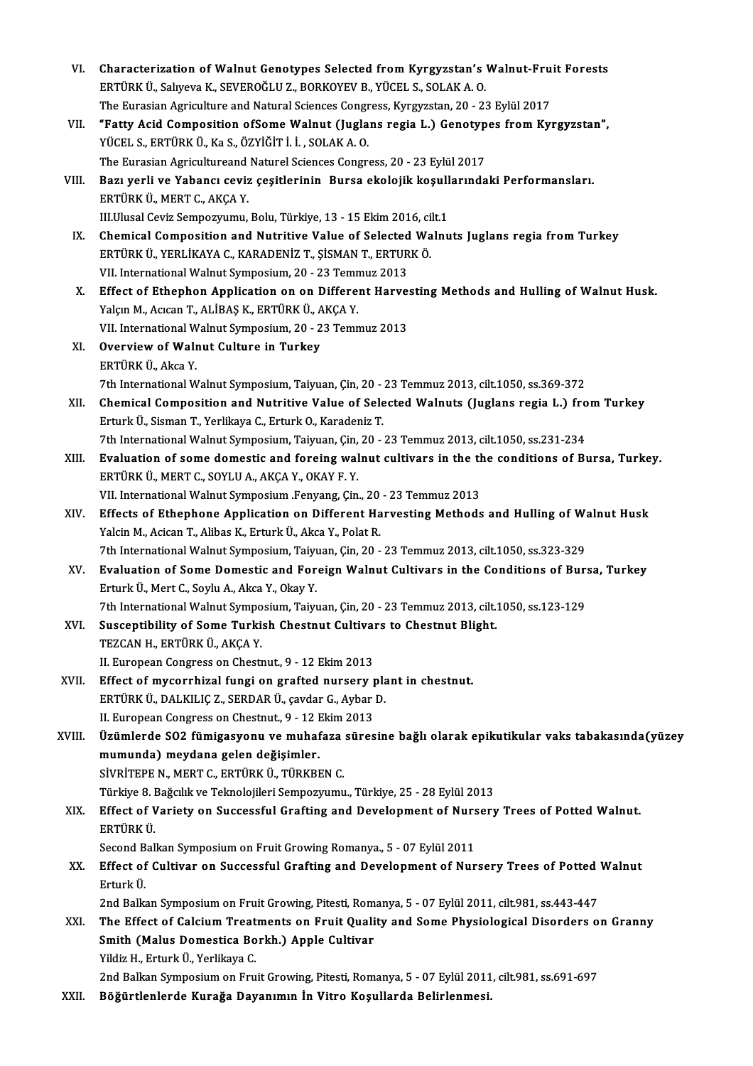VI. **Characterization of Walnut Genotypes Selected from Kyrgyzstan's Walnut-Fruit Forests**
ERTÜRK Ü., Salıyeva K., SEVEROĞLU Z., BORKOYEV B., YÜCEL S., SOLAK A. O.
The Eurasian Agriculture and Natural Sciences Congress, Kyrgyzstan, 20 - 23 Eylül 2017

VII. **"Fatty Acid Composition ofSome Walnut (Juglans regia L.) Genotypes from Kyrgyzstan",**
YÜCEL S., ERTÜRK Ü., Ka S., ÖZYİĞİT İ. İ. , SOLAK A. O.
The Eurasian Agricultureand Naturel Sciences Congress, 20 - 23 Eylül 2017

VIII. **Bazı yerli ve Yabancı ceviz çeşitlerinin Bursa ekolojik koşullarındaki Performansları.**
ERTÜRK Ü., MERT C., AKÇA Y.
III.Ulusal Ceviz Sempozyumu, Bolu, Türkiye, 13 - 15 Ekim 2016, cilt.1

IX. **Chemical Composition and Nutritive Value of Selected Walnuts Juglans regia from Turkey**
ERTÜRK Ü., YERLİKAYA C., KARADENİZ T., ŞİSMAN T., ERTURK Ö.
VII. International Walnut Symposium, 20 - 23 Temmuz 2013

X. **Effect of Ethephon Application on on Different Harvesting Methods and Hulling of Walnut Husk.**
Yalçın M., Acıcan T., ALİBAŞ K., ERTÜRK Ü., AKÇA Y.
VII. International Walnut Symposium, 20 - 23 Temmuz 2013

XI. **Overview of Walnut Culture in Turkey**
ERTÜRK Ü., Akca Y.
7th International Walnut Symposium, Taiyuan, Çin, 20 - 23 Temmuz 2013, cilt.1050, ss.369-372

XII. **Chemical Composition and Nutritive Value of Selected Walnuts (Juglans regia L.) from Turkey**
Erturk Ü., Sisman T., Yerlikaya C., Erturk O., Karadeniz T.
7th International Walnut Symposium, Taiyuan, Çin, 20 - 23 Temmuz 2013, cilt.1050, ss.231-234

XIII. **Evaluation of some domestic and foreing walnut cultivars in the the conditions of Bursa, Turkey.**
ERTÜRK Ü., MERT C., SOYLU A., AKÇA Y., OKAY F. Y.
VII. International Walnut Symposium .Fenyang, Çin., 20 - 23 Temmuz 2013

XIV. **Effects of Ethephone Application on Different Harvesting Methods and Hulling of Walnut Husk**
Yalcin M., Acican T., Alibas K., Erturk Ü., Akca Y., Polat R.
7th International Walnut Symposium, Taiyuan, Çin, 20 - 23 Temmuz 2013, cilt.1050, ss.323-329

XV. **Evaluation of Some Domestic and Foreign Walnut Cultivars in the Conditions of Bursa, Turkey**
Erturk Ü., Mert C., Soylu A., Akca Y., Okay Y.
7th International Walnut Symposium, Taiyuan, Çin, 20 - 23 Temmuz 2013, cilt.1050, ss.123-129

XVI. **Susceptibility of Some Turkish Chestnut Cultivars to Chestnut Blight.**
TEZCAN H., ERTÜRK Ü., AKÇA Y.
II. European Congress on Chestnut., 9 - 12 Ekim 2013

XVII. **Effect of mycorrhizal fungi on grafted nursery plant in chestnut.**
ERTÜRK Ü., DALKILIÇ Z., SERDAR Ü., çavdar G., Aybar D.
II. European Congress on Chestnut., 9 - 12 Ekim 2013

XVIII. **Üzümlerde SO2 fümigasyonu ve muhafaza süresine bağlı olarak epikutikular vaks tabakasında(yüzey mumunda) meydana gelen değişimler.**
SİVRİTEPE N., MERT C., ERTÜRK Ü., TÜRKBEN C.
Türkiye 8. Bağcılık ve Teknolojileri Sempozyumu., Türkiye, 25 - 28 Eylül 2013

XIX. **Effect of Variety on Successful Grafting and Development of Nursery Trees of Potted Walnut.**
ERTÜRK Ü.
Second Balkan Symposium on Fruit Growing Romanya., 5 - 07 Eylül 2011

XX. **Effect of Cultivar on Successful Grafting and Development of Nursery Trees of Potted Walnut**
Erturk Ü.
2nd Balkan Symposium on Fruit Growing, Pitesti, Romanya, 5 - 07 Eylül 2011, cilt.981, ss.443-447

XXI. **The Effect of Calcium Treatments on Fruit Quality and Some Physiological Disorders on Granny Smith (Malus Domestica Borkh.) Apple Cultivar**
Yildiz H., Erturk Ü., Yerlikaya C.
2nd Balkan Symposium on Fruit Growing, Pitesti, Romanya, 5 - 07 Eylül 2011, cilt.981, ss.691-697

XXII. **Böğürtlenlerde Kurağa Dayanımın İn Vitro Koşullarda Belirlenmesi.**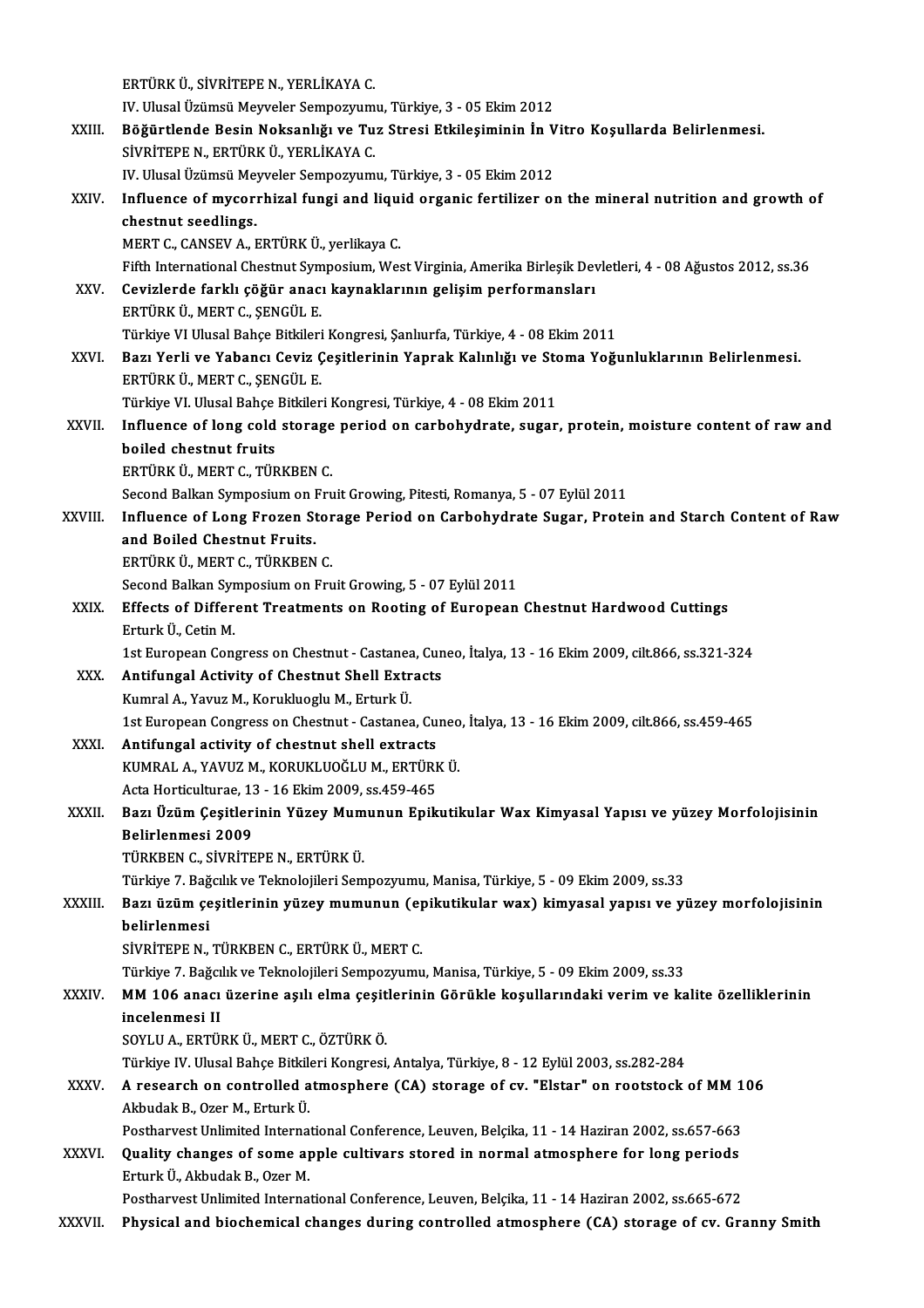ERTÜRK Ü., SİVRİTEPE N., YERLİKAYA C.
IV. Ulusal Üzümsü Meyveler Sempozyumu, Türkiye, 3 - 05 Ekim 2012

XXIII. **Böğürtlende Besin Noksanlığı ve Tuz Stresi Etkileşiminin İn Vitro Koşullarda Belirlenmesi.**
SİVRİTEPE N., ERTÜRK Ü., YERLİKAYA C.
IV. Ulusal Üzümsü Meyveler Sempozyumu, Türkiye, 3 - 05 Ekim 2012

XXIV. **Influence of mycorrhizal fungi and liquid organic fertilizer on the mineral nutrition and growth of chestnut seedlings.**
MERT C., CANSEV A., ERTÜRK Ü., yerlikaya C.
Fifth International Chestnut Symposium, West Virginia, Amerika Birleşik Devletleri, 4 - 08 Ağustos 2012, ss.36

XXV. **Cevizlerde farklı çöğür anacı kaynaklarının gelişim performansları**
ERTÜRK Ü., MERT C., ŞENGÜL E.
Türkiye VI Ulusal Bahçe Bitkileri Kongresi, Şanlıurfa, Türkiye, 4 - 08 Ekim 2011

XXVI. **Bazı Yerli ve Yabancı Ceviz Çeşitlerinin Yaprak Kalınlığı ve Stoma Yoğunluklarının Belirlenmesi.**
ERTÜRK Ü., MERT C., ŞENGÜL E.
Türkiye VI. Ulusal Bahçe Bitkileri Kongresi, Türkiye, 4 - 08 Ekim 2011

XXVII. **Influence of long cold storage period on carbohydrate, sugar, protein, moisture content of raw and boiled chestnut fruits**
ERTÜRK Ü., MERT C., TÜRKBEN C.
Second Balkan Symposium on Fruit Growing, Pitesti, Romanya, 5 - 07 Eylül 2011

XXVIII. **Influence of Long Frozen Storage Period on Carbohydrate Sugar, Protein and Starch Content of Raw and Boiled Chestnut Fruits.**
ERTÜRK Ü., MERT C., TÜRKBEN C.
Second Balkan Symposium on Fruit Growing, 5 - 07 Eylül 2011

XXIX. **Effects of Different Treatments on Rooting of European Chestnut Hardwood Cuttings**
Erturk Ü., Cetin M.
1st European Congress on Chestnut - Castanea, Cuneo, İtalya, 13 - 16 Ekim 2009, cilt.866, ss.321-324

XXX. **Antifungal Activity of Chestnut Shell Extracts**
Kumral A., Yavuz M., Korukluoglu M., Erturk Ü.
1st European Congress on Chestnut - Castanea, Cuneo, İtalya, 13 - 16 Ekim 2009, cilt.866, ss.459-465

XXXI. **Antifungal activity of chestnut shell extracts**
KUMRAL A., YAVUZ M., KORUKLUOĞLU M., ERTÜRK Ü.
Acta Horticulturae, 13 - 16 Ekim 2009, ss.459-465

XXXII. **Bazı Üzüm Çeşitlerinin Yüzey Mumunun Epikutikular Wax Kimyasal Yapısı ve yüzey Morfolojisinin Belirlenmesi 2009**
TÜRKBEN C., SİVRİTEPE N., ERTÜRK Ü.
Türkiye 7. Bağcılık ve Teknolojileri Sempozyumu, Manisa, Türkiye, 5 - 09 Ekim 2009, ss.33

XXXIII. **Bazı üzüm çeşitlerinin yüzey mumunun (epikutikular wax) kimyasal yapısı ve yüzey morfolojisinin belirlenmesi**
SİVRİTEPE N., TÜRKBEN C., ERTÜRK Ü., MERT C.
Türkiye 7. Bağcılık ve Teknolojileri Sempozyumu, Manisa, Türkiye, 5 - 09 Ekim 2009, ss.33

XXXIV. **MM 106 anacı üzerine aşılı elma çeşitlerinin Görükle koşullarındaki verim ve kalite özelliklerinin incelenmesi II**
SOYLU A., ERTÜRK Ü., MERT C., ÖZTÜRK Ö.
Türkiye IV. Ulusal Bahçe Bitkileri Kongresi, Antalya, Türkiye, 8 - 12 Eylül 2003, ss.282-284

XXXV. **A research on controlled atmosphere (CA) storage of cv. "Elstar" on rootstock of MM 106**
Akbudak B., Ozer M., Erturk Ü.
Postharvest Unlimited International Conference, Leuven, Belçika, 11 - 14 Haziran 2002, ss.657-663

XXXVI. **Quality changes of some apple cultivars stored in normal atmosphere for long periods**
Erturk Ü., Akbudak B., Ozer M.
Postharvest Unlimited International Conference, Leuven, Belçika, 11 - 14 Haziran 2002, ss.665-672

XXXVII. **Physical and biochemical changes during controlled atmosphere (CA) storage of cv. Granny Smith**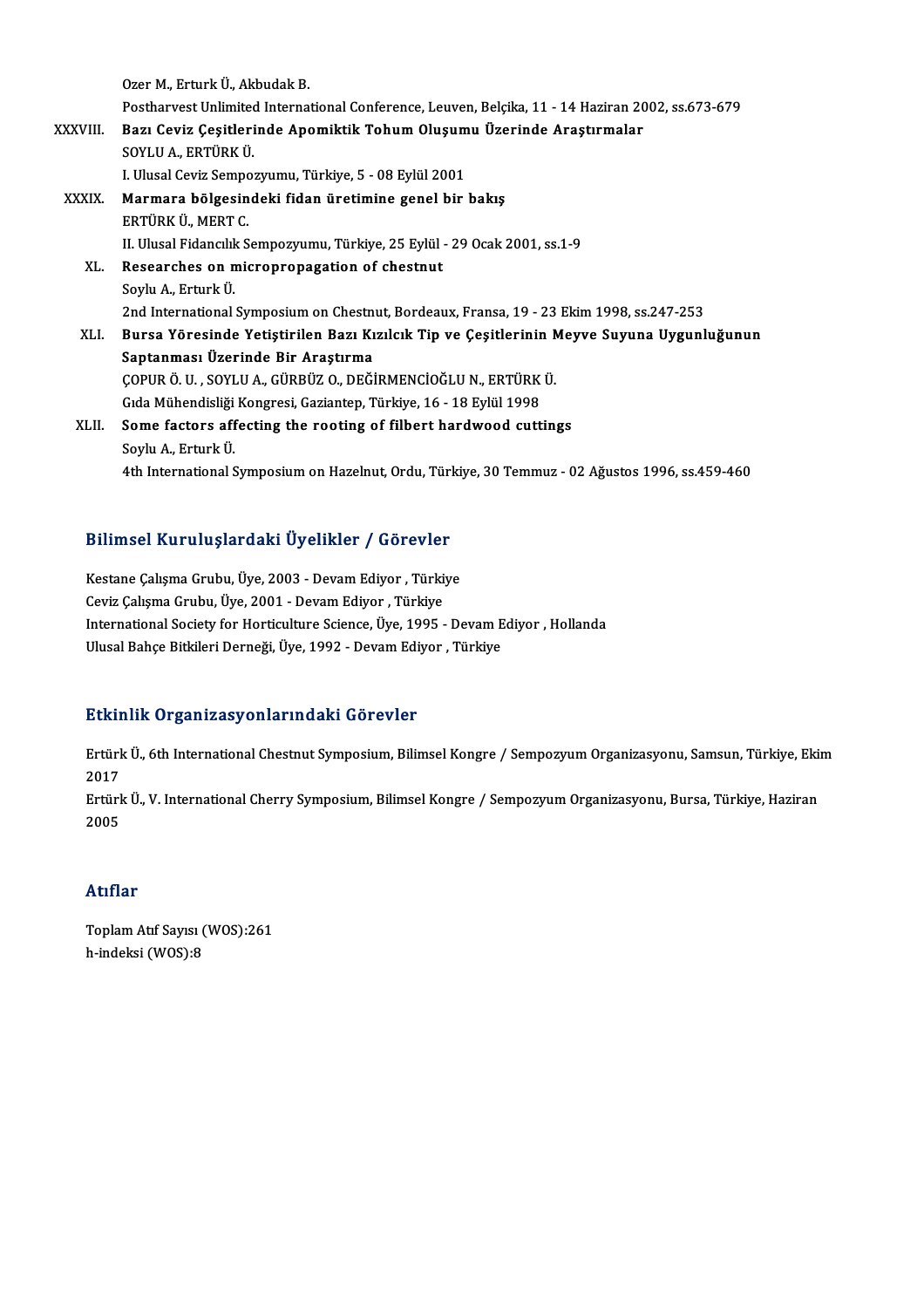Ozer M., Erturk Ü., Akbudak B.
Postharvest Unlimited International Conference, Leuven, Belçika, 11 - 14 Haziran 2002, ss.673-679

XXXVIII. **Bazı Ceviz Çeşitlerinde Apomiktik Tohum Oluşumu Üzerinde Araştırmalar**
SOYLU A., ERTÜRK Ü.
I. Ulusal Ceviz Sempozyumu, Türkiye, 5 - 08 Eylül 2001

XXXIX. **Marmara bölgesindeki fidan üretimine genel bir bakış**
ERTÜRK Ü., MERT C.
II. Ulusal Fidancılık Sempozyumu, Türkiye, 25 Eylül - 29 Ocak 2001, ss.1-9

XL. **Researches on micropropagation of chestnut**
Soylu A., Erturk Ü.
2nd International Symposium on Chestnut, Bordeaux, Fransa, 19 - 23 Ekim 1998, ss.247-253

XLI. **Bursa Yöresinde Yetiştirilen Bazı Kızılcık Tip ve Çeşitlerinin Meyve Suyuna Uygunluğunun Saptanması Üzerinde Bir Araştırma**
ÇOPUR Ö. U. , SOYLU A., GÜRBÜZ O., DEĞİRMENCİOĞLU N., ERTÜRK Ü.
Gıda Mühendisliği Kongresi, Gaziantep, Türkiye, 16 - 18 Eylül 1998

XLII. **Some factors affecting the rooting of filbert hardwood cuttings**
Soylu A., Erturk Ü.
4th International Symposium on Hazelnut, Ordu, Türkiye, 30 Temmuz - 02 Ağustos 1996, ss.459-460

## Bilimsel Kuruluşlardaki Üyelikler / Görevler

Kestane Çalışma Grubu, Üye, 2003 - Devam Ediyor , Türkiye
Ceviz Çalışma Grubu, Üye, 2001 - Devam Ediyor , Türkiye
International Society for Horticulture Science, Üye, 1995 - Devam Ediyor , Hollanda
Ulusal Bahçe Bitkileri Derneği, Üye, 1992 - Devam Ediyor , Türkiye

## Etkinlik Organizasyonlarındaki Görevler

Ertürk Ü., 6th International Chestnut Symposium, Bilimsel Kongre / Sempozyum Organizasyonu, Samsun, Türkiye, Ekim 2017

Ertürk Ü., V. International Cherry Symposium, Bilimsel Kongre / Sempozyum Organizasyonu, Bursa, Türkiye, Haziran 2005

## Atıflar

Toplam Atıf Sayısı (WOS):261
h-indeksi (WOS):8